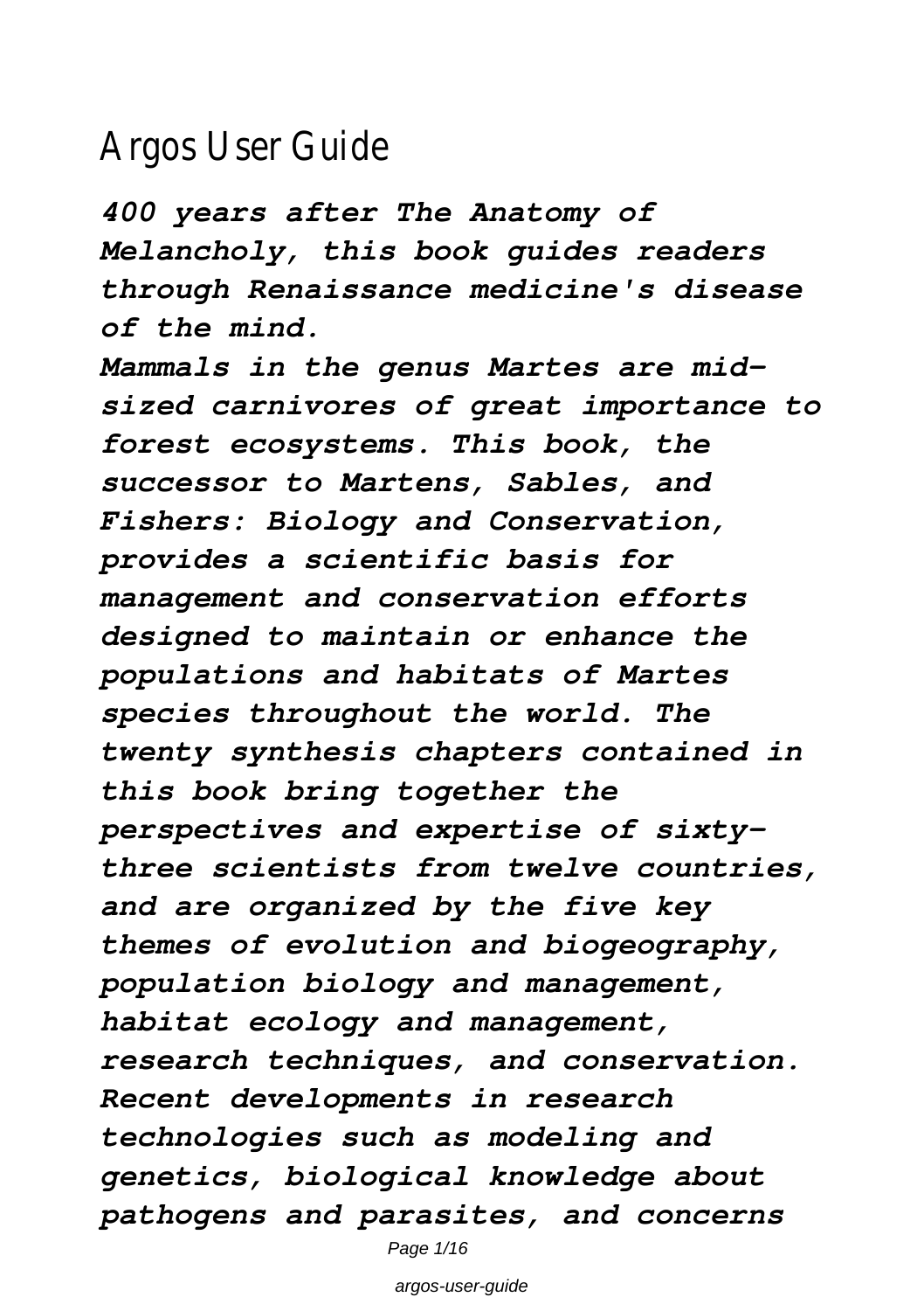# Argos User Guide

***400 years after The Anatomy of Melancholy, this book guides readers through Renaissance medicine's disease of the mind.***

***Mammals in the genus Martes are mid-sized carnivores of great importance to forest ecosystems. This book, the successor to Martens, Sables, and Fishers: Biology and Conservation, provides a scientific basis for management and conservation efforts designed to maintain or enhance the populations and habitats of Martes species throughout the world. The twenty synthesis chapters contained in this book bring together the perspectives and expertise of sixty-three scientists from twelve countries, and are organized by the five key themes of evolution and biogeography, population biology and management, habitat ecology and management, research techniques, and conservation. Recent developments in research technologies such as modeling and genetics, biological knowledge about pathogens and parasites, and concerns***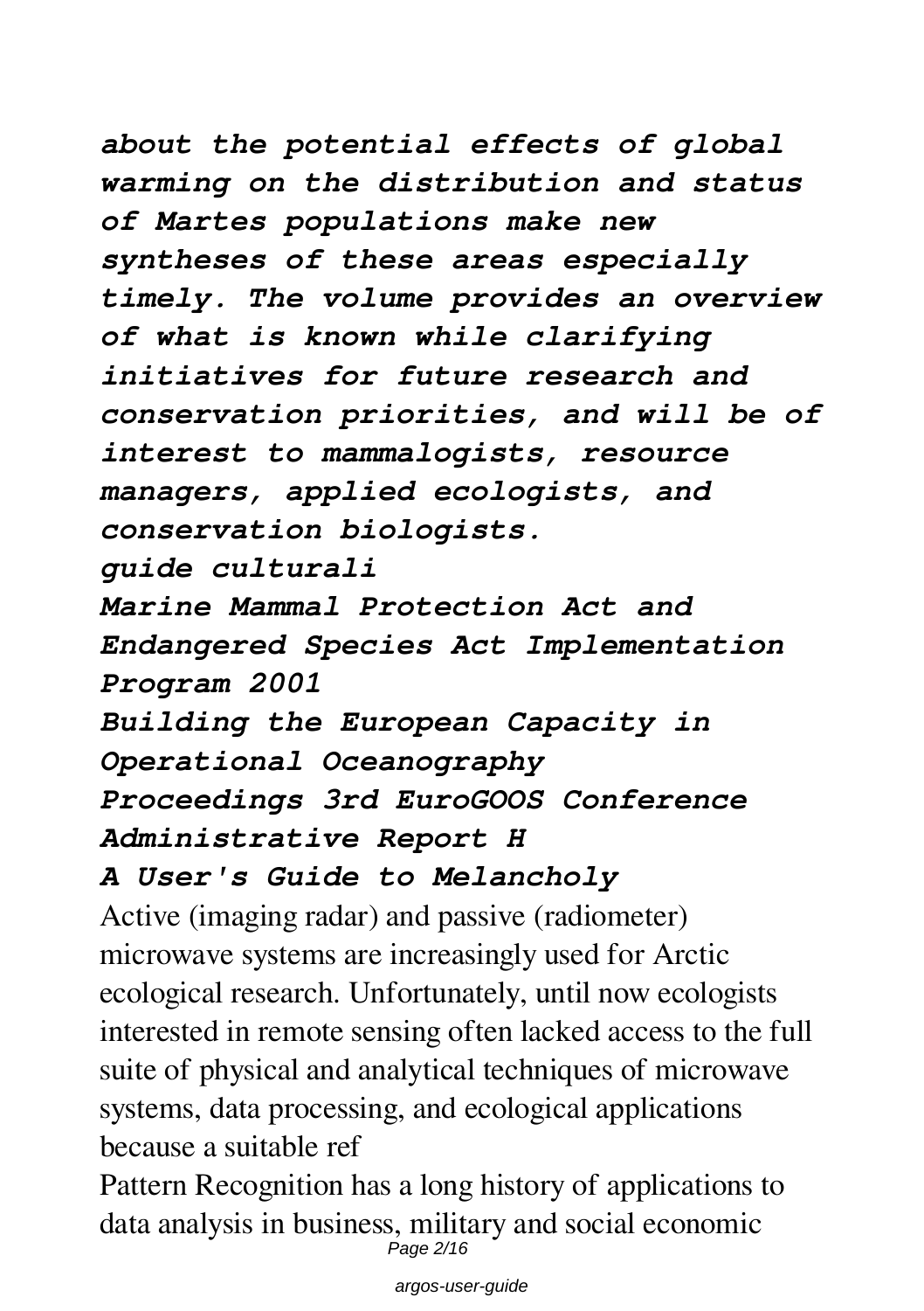*about the potential effects of global warming on the distribution and status of Martes populations make new syntheses of these areas especially timely. The volume provides an overview of what is known while clarifying initiatives for future research and conservation priorities, and will be of interest to mammalogists, resource managers, applied ecologists, and conservation biologists.*

*guide culturali*

*Marine Mammal Protection Act and Endangered Species Act Implementation Program 2001*

*Building the European Capacity in Operational Oceanography*

*Proceedings 3rd EuroGOOS Conference*

*Administrative Report H*

***A User's Guide to Melancholy***

Active (imaging radar) and passive (radiometer) microwave systems are increasingly used for Arctic ecological research. Unfortunately, until now ecologists interested in remote sensing often lacked access to the full suite of physical and analytical techniques of microwave systems, data processing, and ecological applications because a suitable ref

Pattern Recognition has a long history of applications to data analysis in business, military and social economic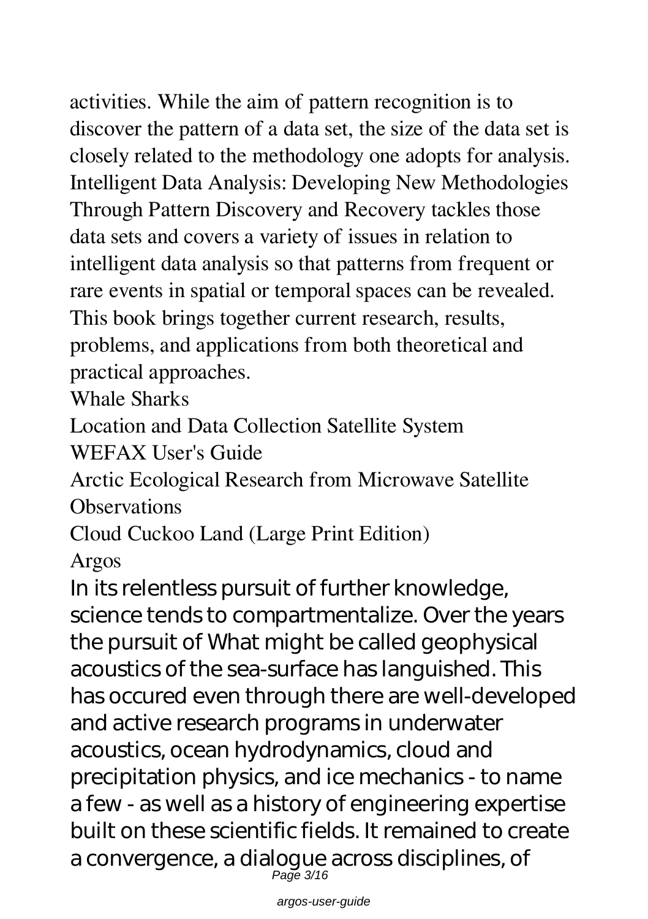activities. While the aim of pattern recognition is to discover the pattern of a data set, the size of the data set is closely related to the methodology one adopts for analysis. Intelligent Data Analysis: Developing New Methodologies Through Pattern Discovery and Recovery tackles those data sets and covers a variety of issues in relation to intelligent data analysis so that patterns from frequent or rare events in spatial or temporal spaces can be revealed. This book brings together current research, results, problems, and applications from both theoretical and practical approaches.

Whale Sharks

Location and Data Collection Satellite System

WEFAX User's Guide

Arctic Ecological Research from Microwave Satellite Observations

Cloud Cuckoo Land (Large Print Edition)

Argos

In its relentless pursuit of further knowledge, science tends to compartmentalize. Over the years the pursuit of What might be called geophysical acoustics of the sea-surface has languished. This has occured even through there are well-developed and active research programs in underwater acoustics, ocean hydrodynamics, cloud and precipitation physics, and ice mechanics - to name a few - as well as a history of engineering expertise built on these scientific fields. It remained to create a convergence, a dialogue across disciplines, of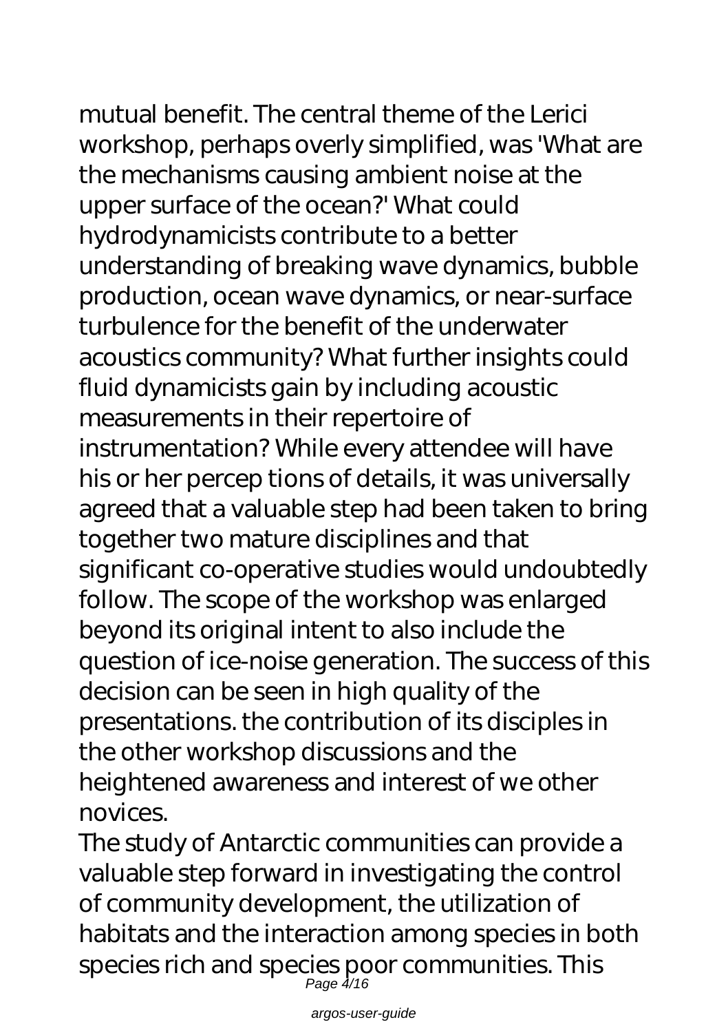mutual benefit. The central theme of the Lerici workshop, perhaps overly simplified, was 'What are the mechanisms causing ambient noise at the upper surface of the ocean?' What could hydrodynamicists contribute to a better understanding of breaking wave dynamics, bubble production, ocean wave dynamics, or near-surface turbulence for the benefit of the underwater acoustics community? What further insights could fluid dynamicists gain by including acoustic measurements in their repertoire of instrumentation? While every attendee will have his or her percep tions of details, it was universally agreed that a valuable step had been taken to bring together two mature disciplines and that significant co-operative studies would undoubtedly follow. The scope of the workshop was enlarged beyond its original intent to also include the question of ice-noise generation. The success of this decision can be seen in high quality of the presentations. the contribution of its disciples in the other workshop discussions and the heightened awareness and interest of we other novices.

The study of Antarctic communities can provide a valuable step forward in investigating the control of community development, the utilization of habitats and the interaction among species in both species rich and species poor communities. This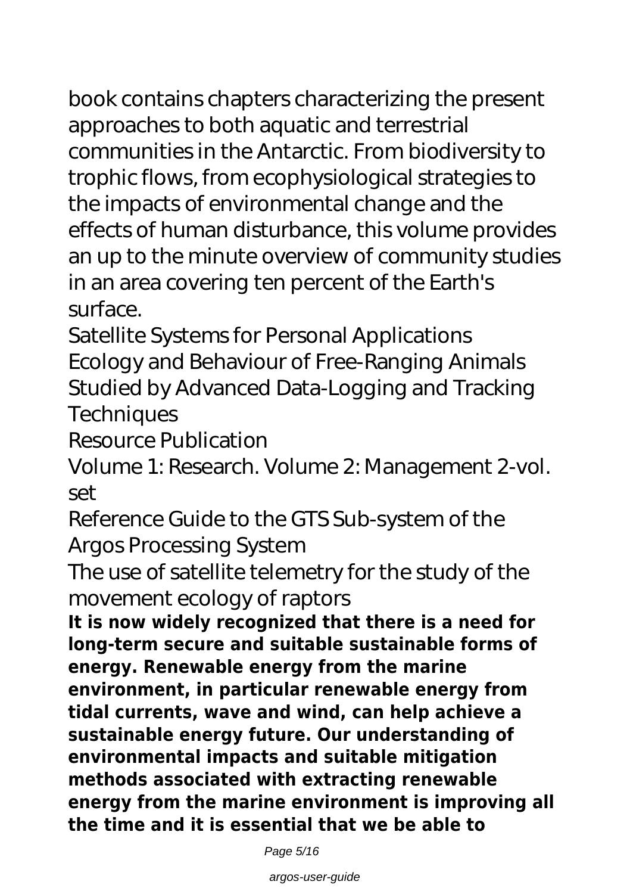book contains chapters characterizing the present approaches to both aquatic and terrestrial communities in the Antarctic. From biodiversity to trophic flows, from ecophysiological strategies to the impacts of environmental change and the effects of human disturbance, this volume provides an up to the minute overview of community studies in an area covering ten percent of the Earth's surface.

Satellite Systems for Personal Applications

Ecology and Behaviour of Free-Ranging Animals Studied by Advanced Data-Logging and Tracking Techniques

Resource Publication

Volume 1: Research. Volume 2: Management 2-vol. set

Reference Guide to the GTS Sub-system of the Argos Processing System

The use of satellite telemetry for the study of the movement ecology of raptors

**It is now widely recognized that there is a need for long-term secure and suitable sustainable forms of energy. Renewable energy from the marine environment, in particular renewable energy from tidal currents, wave and wind, can help achieve a sustainable energy future. Our understanding of environmental impacts and suitable mitigation methods associated with extracting renewable energy from the marine environment is improving all the time and it is essential that we be able to**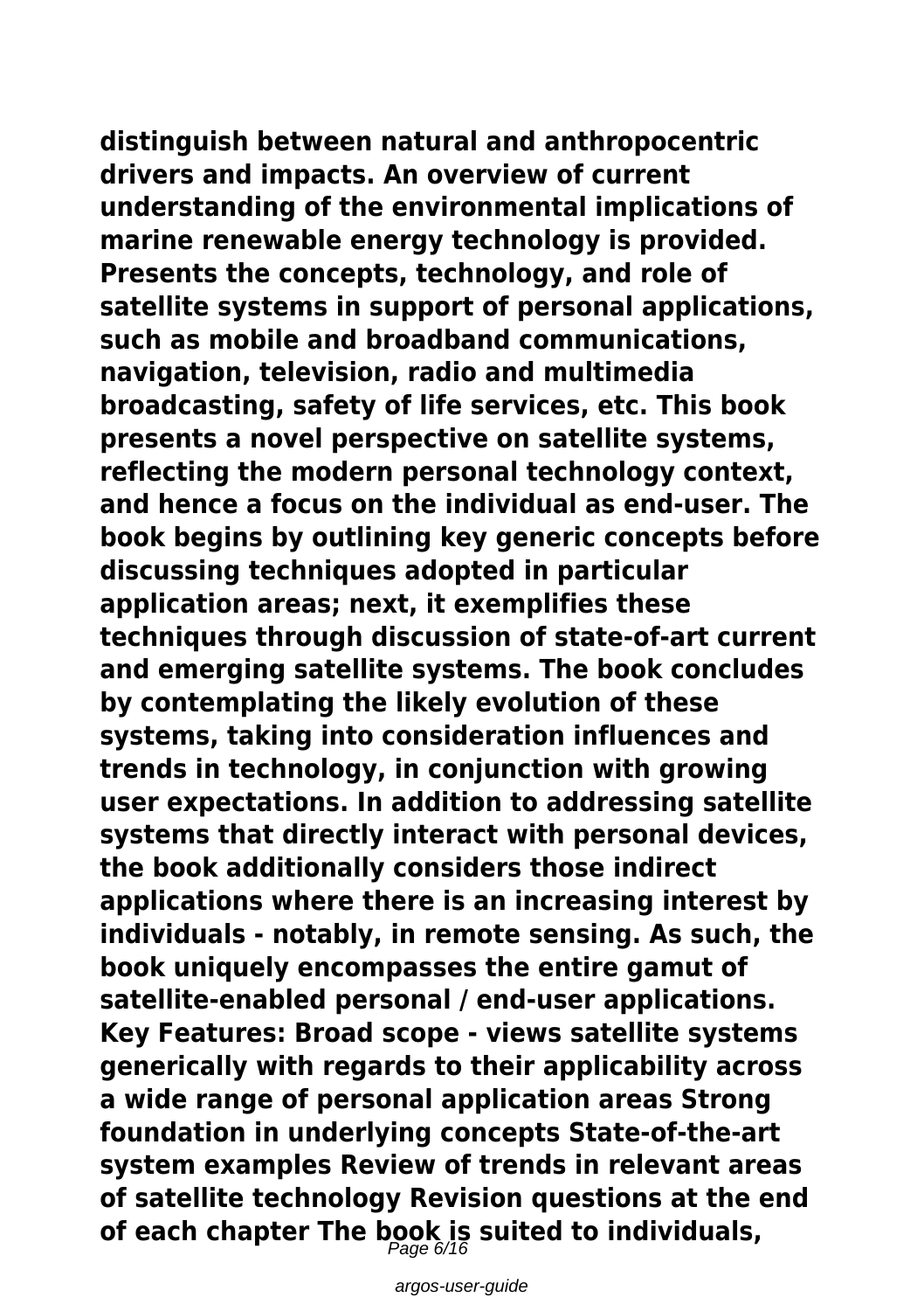**distinguish between natural and anthropocentric drivers and impacts. An overview of current understanding of the environmental implications of marine renewable energy technology is provided. Presents the concepts, technology, and role of satellite systems in support of personal applications, such as mobile and broadband communications, navigation, television, radio and multimedia broadcasting, safety of life services, etc. This book presents a novel perspective on satellite systems, reflecting the modern personal technology context, and hence a focus on the individual as end-user. The book begins by outlining key generic concepts before discussing techniques adopted in particular application areas; next, it exemplifies these techniques through discussion of state-of-art current and emerging satellite systems. The book concludes by contemplating the likely evolution of these systems, taking into consideration influences and trends in technology, in conjunction with growing user expectations. In addition to addressing satellite systems that directly interact with personal devices, the book additionally considers those indirect applications where there is an increasing interest by individuals - notably, in remote sensing. As such, the book uniquely encompasses the entire gamut of satellite-enabled personal / end-user applications. Key Features: Broad scope - views satellite systems generically with regards to their applicability across a wide range of personal application areas Strong foundation in underlying concepts State-of-the-art system examples Review of trends in relevant areas of satellite technology Revision questions at the end of each chapter The book is suited to individuals,**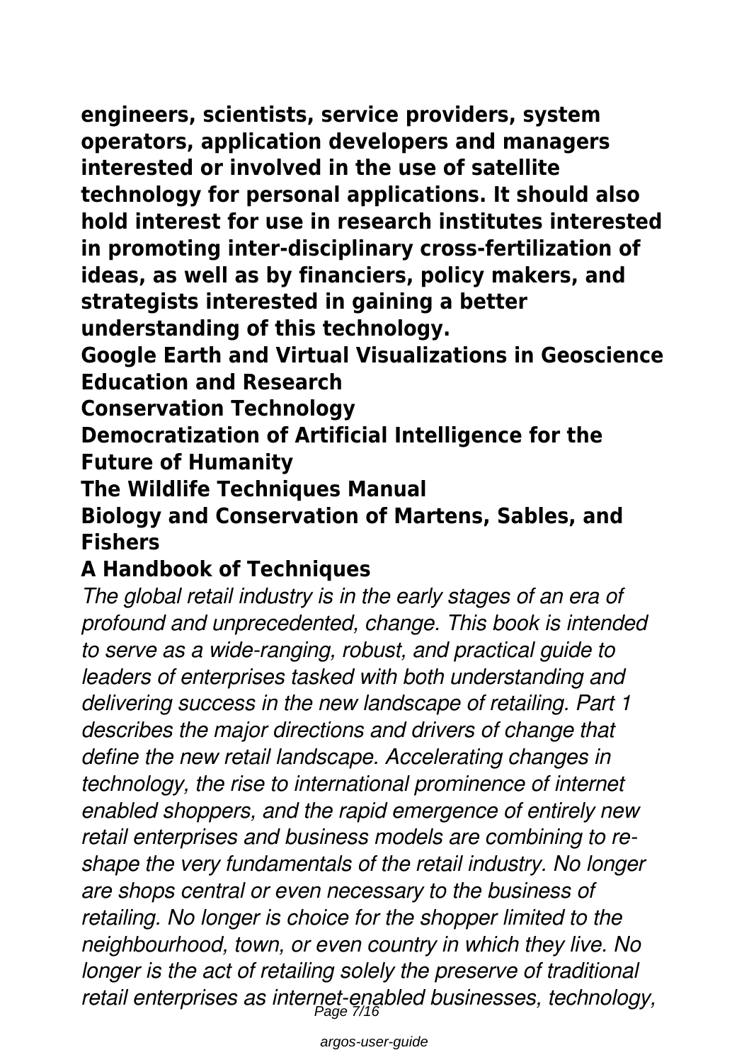**engineers, scientists, service providers, system operators, application developers and managers interested or involved in the use of satellite technology for personal applications. It should also hold interest for use in research institutes interested in promoting inter-disciplinary cross-fertilization of ideas, as well as by financiers, policy makers, and strategists interested in gaining a better understanding of this technology.**

**Google Earth and Virtual Visualizations in Geoscience Education and Research**

**Conservation Technology**

**Democratization of Artificial Intelligence for the Future of Humanity**

**The Wildlife Techniques Manual**

**Biology and Conservation of Martens, Sables, and Fishers**

## A Handbook of Techniques

*The global retail industry is in the early stages of an era of profound and unprecedented, change. This book is intended to serve as a wide-ranging, robust, and practical guide to leaders of enterprises tasked with both understanding and delivering success in the new landscape of retailing. Part 1 describes the major directions and drivers of change that define the new retail landscape. Accelerating changes in technology, the rise to international prominence of internet enabled shoppers, and the rapid emergence of entirely new retail enterprises and business models are combining to re-shape the very fundamentals of the retail industry. No longer are shops central or even necessary to the business of retailing. No longer is choice for the shopper limited to the neighbourhood, town, or even country in which they live. No longer is the act of retailing solely the preserve of traditional retail enterprises as internet-enabled businesses, technology,*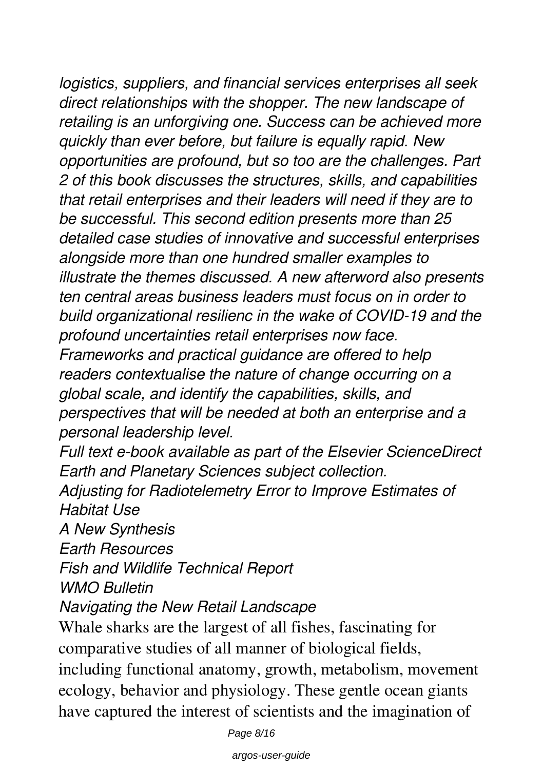*logistics, suppliers, and financial services enterprises all seek direct relationships with the shopper. The new landscape of retailing is an unforgiving one. Success can be achieved more quickly than ever before, but failure is equally rapid. New opportunities are profound, but so too are the challenges. Part 2 of this book discusses the structures, skills, and capabilities that retail enterprises and their leaders will need if they are to be successful. This second edition presents more than 25 detailed case studies of innovative and successful enterprises alongside more than one hundred smaller examples to illustrate the themes discussed. A new afterword also presents ten central areas business leaders must focus on in order to build organizational resilienc in the wake of COVID-19 and the profound uncertainties retail enterprises now face. Frameworks and practical guidance are offered to help readers contextualise the nature of change occurring on a global scale, and identify the capabilities, skills, and perspectives that will be needed at both an enterprise and a personal leadership level.*

*Full text e-book available as part of the Elsevier ScienceDirect Earth and Planetary Sciences subject collection.*

*Adjusting for Radiotelemetry Error to Improve Estimates of Habitat Use*

*A New Synthesis*

*Earth Resources*

*Fish and Wildlife Technical Report*

*WMO Bulletin*

*Navigating the New Retail Landscape*

Whale sharks are the largest of all fishes, fascinating for comparative studies of all manner of biological fields, including functional anatomy, growth, metabolism, movement ecology, behavior and physiology. These gentle ocean giants have captured the interest of scientists and the imagination of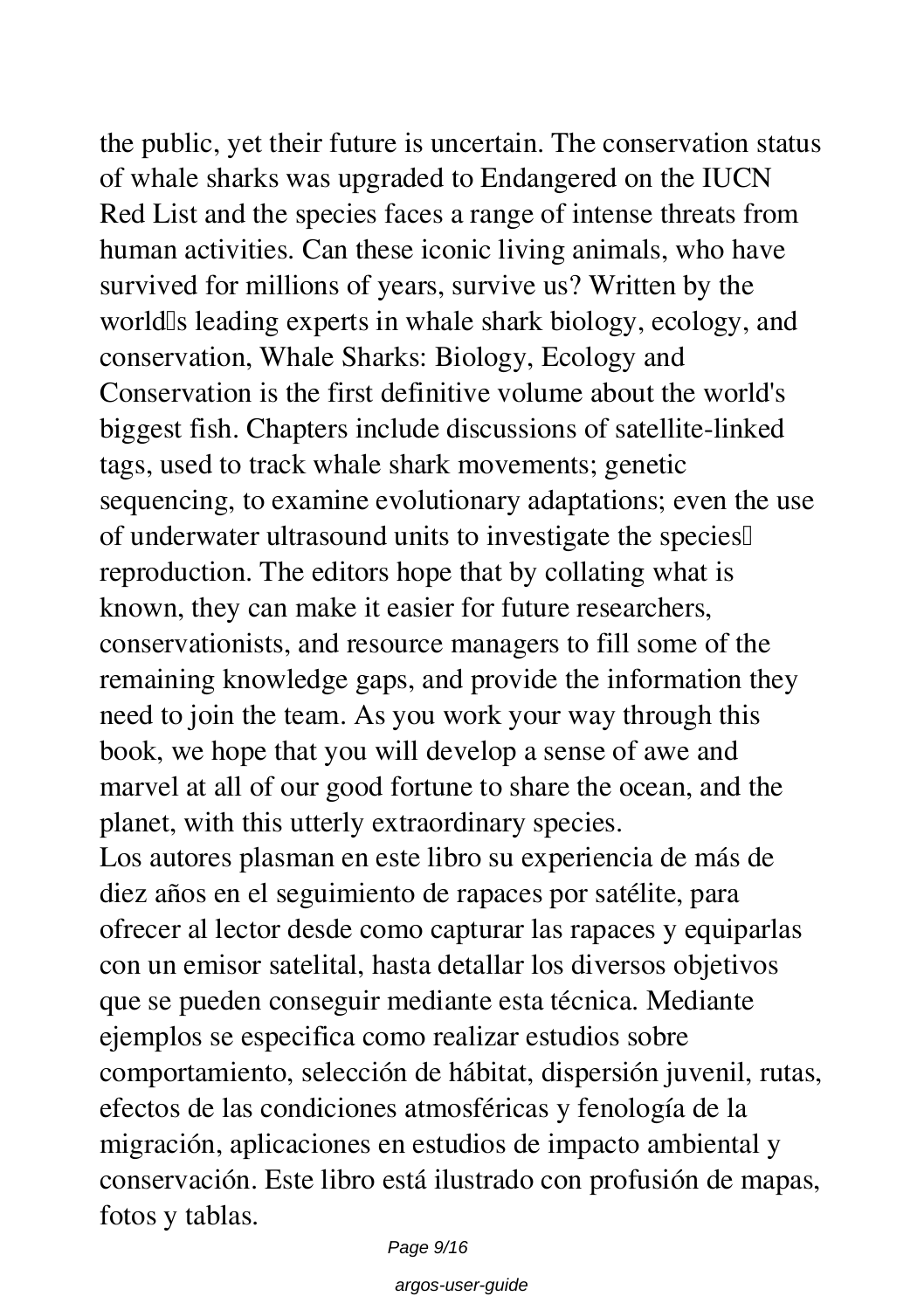the public, yet their future is uncertain. The conservation status of whale sharks was upgraded to Endangered on the IUCN Red List and the species faces a range of intense threats from human activities. Can these iconic living animals, who have survived for millions of years, survive us? Written by the world's leading experts in whale shark biology, ecology, and conservation, Whale Sharks: Biology, Ecology and Conservation is the first definitive volume about the world's biggest fish. Chapters include discussions of satellite-linked tags, used to track whale shark movements; genetic sequencing, to examine evolutionary adaptations; even the use of underwater ultrasound units to investigate the species' reproduction. The editors hope that by collating what is known, they can make it easier for future researchers, conservationists, and resource managers to fill some of the remaining knowledge gaps, and provide the information they need to join the team. As you work your way through this book, we hope that you will develop a sense of awe and marvel at all of our good fortune to share the ocean, and the planet, with this utterly extraordinary species.

Los autores plasman en este libro su experiencia de más de diez años en el seguimiento de rapaces por satélite, para ofrecer al lector desde como capturar las rapaces y equiparlas con un emisor satelital, hasta detallar los diversos objetivos que se pueden conseguir mediante esta técnica. Mediante ejemplos se especifica como realizar estudios sobre comportamiento, selección de hábitat, dispersión juvenil, rutas, efectos de las condiciones atmosféricas y fenología de la migración, aplicaciones en estudios de impacto ambiental y conservación. Este libro está ilustrado con profusión de mapas, fotos y tablas.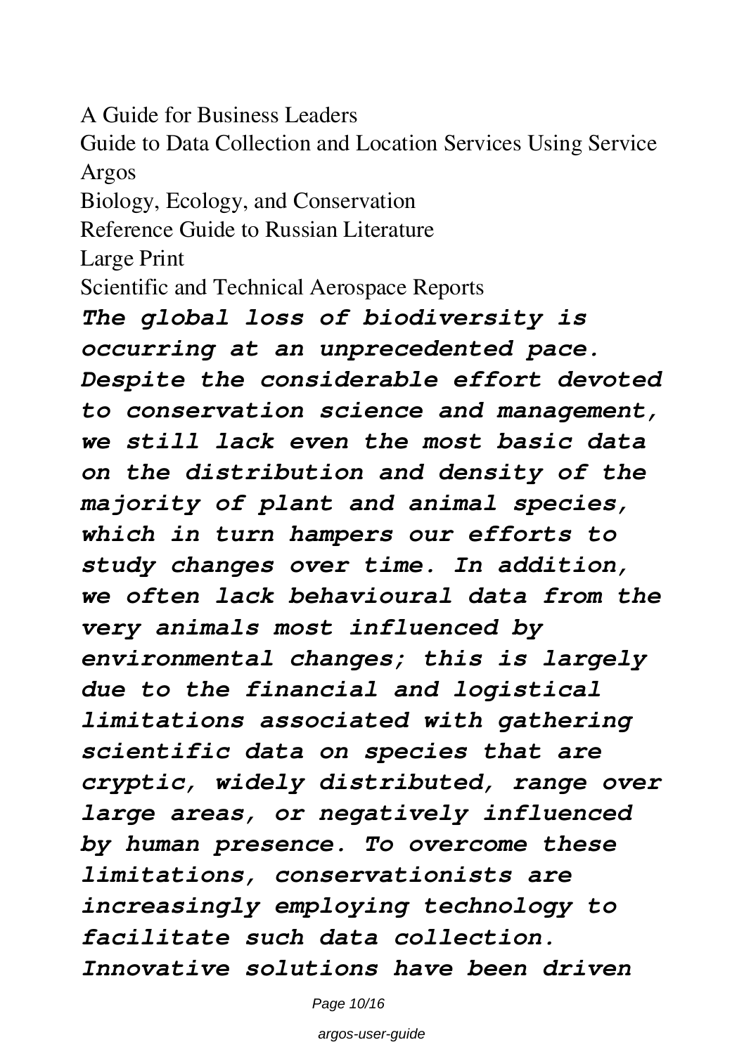A Guide for Business Leaders

Guide to Data Collection and Location Services Using Service Argos

Biology, Ecology, and Conservation

Reference Guide to Russian Literature

Large Print

Scientific and Technical Aerospace Reports

***The global loss of biodiversity is occurring at an unprecedented pace. Despite the considerable effort devoted to conservation science and management, we still lack even the most basic data on the distribution and density of the majority of plant and animal species, which in turn hampers our efforts to study changes over time. In addition, we often lack behavioural data from the very animals most influenced by environmental changes; this is largely due to the financial and logistical limitations associated with gathering scientific data on species that are cryptic, widely distributed, range over large areas, or negatively influenced by human presence. To overcome these limitations, conservationists are increasingly employing technology to facilitate such data collection. Innovative solutions have been driven***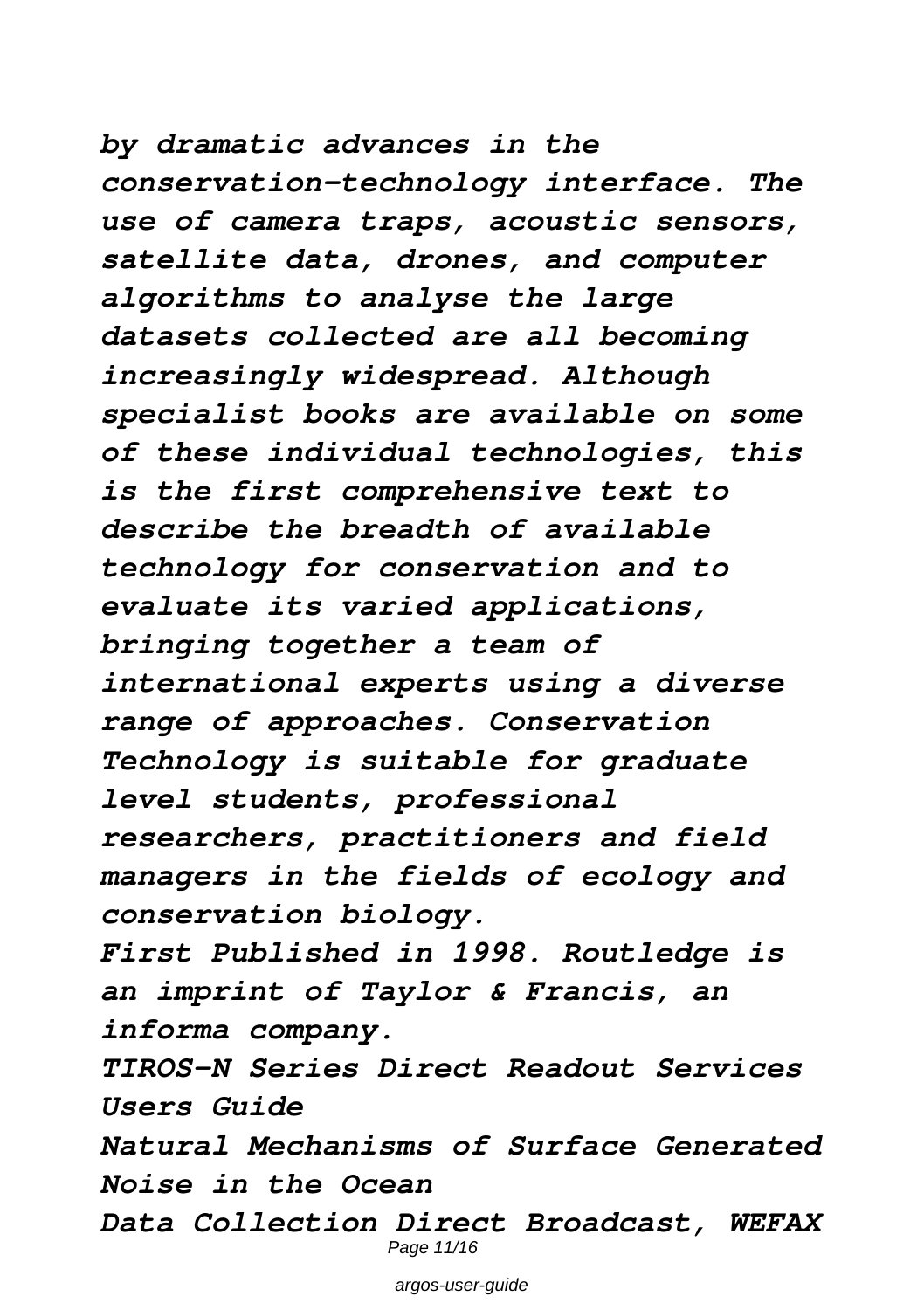*by dramatic advances in the conservation-technology interface. The use of camera traps, acoustic sensors, satellite data, drones, and computer algorithms to analyse the large datasets collected are all becoming increasingly widespread. Although specialist books are available on some of these individual technologies, this is the first comprehensive text to describe the breadth of available technology for conservation and to evaluate its varied applications, bringing together a team of international experts using a diverse range of approaches. Conservation Technology is suitable for graduate level students, professional researchers, practitioners and field managers in the fields of ecology and conservation biology.*

*First Published in 1998. Routledge is an imprint of Taylor & Francis, an informa company.*

*TIROS-N Series Direct Readout Services Users Guide*

*Natural Mechanisms of Surface Generated Noise in the Ocean*

*Data Collection Direct Broadcast, WEFAX*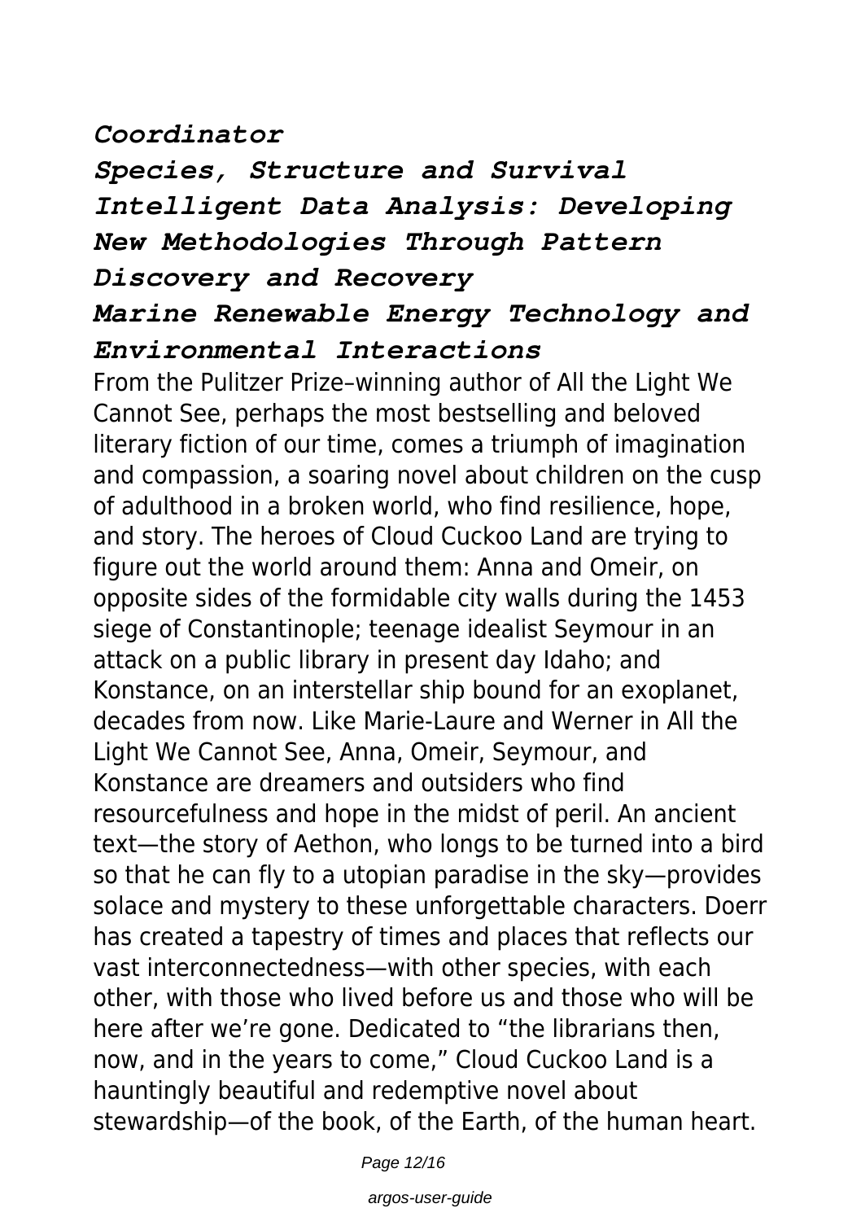*Coordinator*

*Species, Structure and Survival*

*Intelligent Data Analysis: Developing New Methodologies Through Pattern Discovery and Recovery*

*Marine Renewable Energy Technology and Environmental Interactions*

From the Pulitzer Prize–winning author of All the Light We Cannot See, perhaps the most bestselling and beloved literary fiction of our time, comes a triumph of imagination and compassion, a soaring novel about children on the cusp of adulthood in a broken world, who find resilience, hope, and story. The heroes of Cloud Cuckoo Land are trying to figure out the world around them: Anna and Omeir, on opposite sides of the formidable city walls during the 1453 siege of Constantinople; teenage idealist Seymour in an attack on a public library in present day Idaho; and Konstance, on an interstellar ship bound for an exoplanet, decades from now. Like Marie-Laure and Werner in All the Light We Cannot See, Anna, Omeir, Seymour, and Konstance are dreamers and outsiders who find resourcefulness and hope in the midst of peril. An ancient text—the story of Aethon, who longs to be turned into a bird so that he can fly to a utopian paradise in the sky—provides solace and mystery to these unforgettable characters. Doerr has created a tapestry of times and places that reflects our vast interconnectedness—with other species, with each other, with those who lived before us and those who will be here after we're gone. Dedicated to "the librarians then, now, and in the years to come," Cloud Cuckoo Land is a hauntingly beautiful and redemptive novel about stewardship—of the book, of the Earth, of the human heart.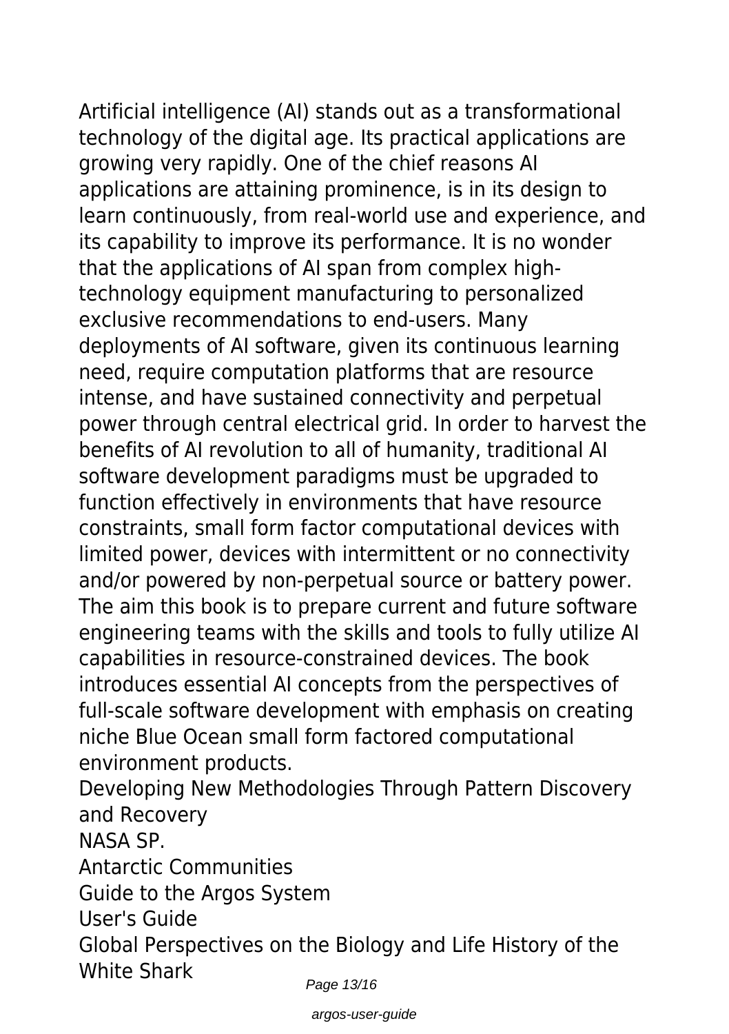Artificial intelligence (AI) stands out as a transformational technology of the digital age. Its practical applications are growing very rapidly. One of the chief reasons AI applications are attaining prominence, is in its design to learn continuously, from real-world use and experience, and its capability to improve its performance. It is no wonder that the applications of AI span from complex high-technology equipment manufacturing to personalized exclusive recommendations to end-users. Many deployments of AI software, given its continuous learning need, require computation platforms that are resource intense, and have sustained connectivity and perpetual power through central electrical grid. In order to harvest the benefits of AI revolution to all of humanity, traditional AI software development paradigms must be upgraded to function effectively in environments that have resource constraints, small form factor computational devices with limited power, devices with intermittent or no connectivity and/or powered by non-perpetual source or battery power. The aim this book is to prepare current and future software engineering teams with the skills and tools to fully utilize AI capabilities in resource-constrained devices. The book introduces essential AI concepts from the perspectives of full-scale software development with emphasis on creating niche Blue Ocean small form factored computational environment products.

Developing New Methodologies Through Pattern Discovery and Recovery

NASA SP.

Antarctic Communities

Guide to the Argos System

User's Guide

Global Perspectives on the Biology and Life History of the White Shark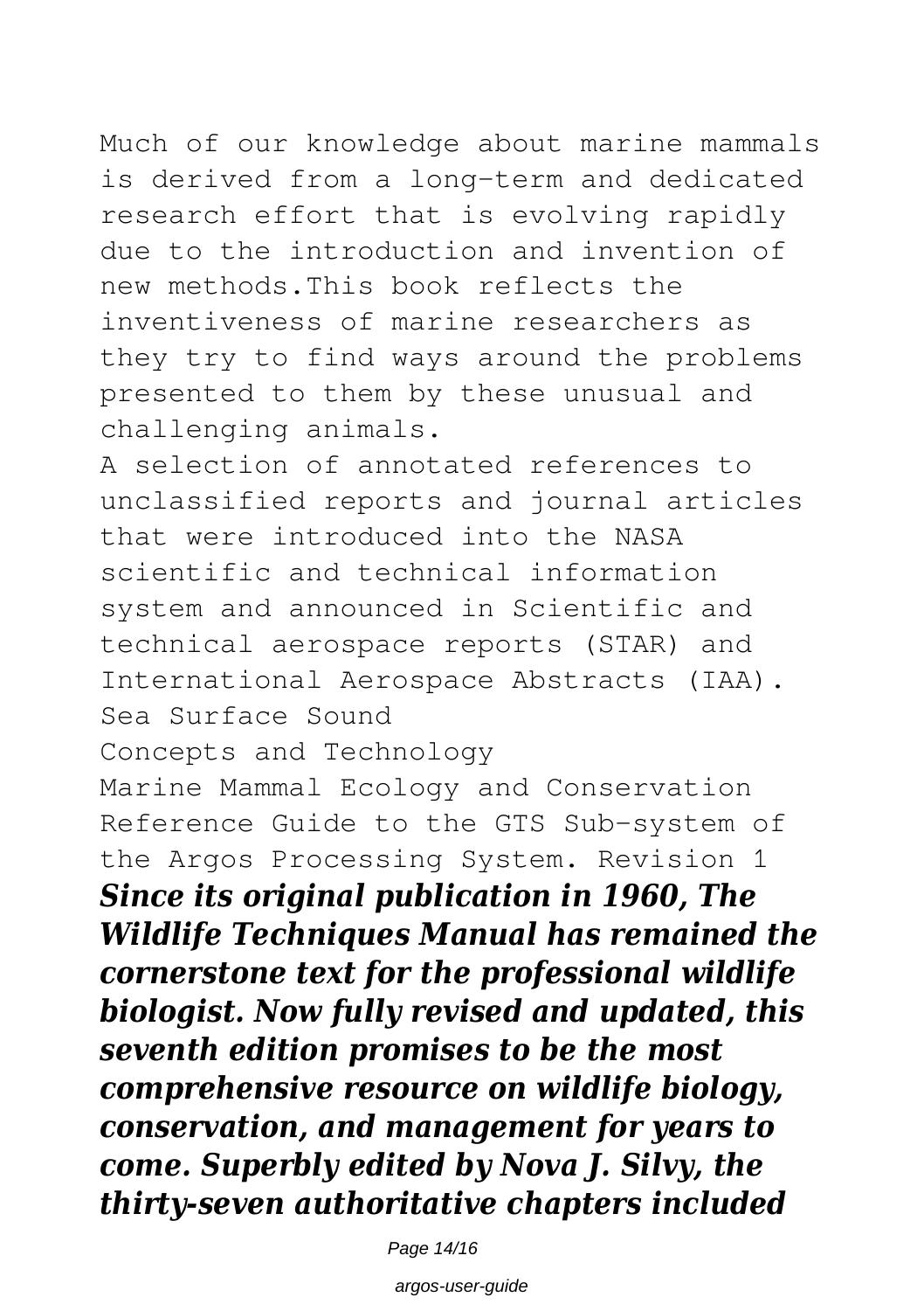Much of our knowledge about marine mammals is derived from a long-term and dedicated research effort that is evolving rapidly due to the introduction and invention of new methods.This book reflects the inventiveness of marine researchers as they try to find ways around the problems presented to them by these unusual and challenging animals.

A selection of annotated references to unclassified reports and journal articles that were introduced into the NASA scientific and technical information system and announced in Scientific and technical aerospace reports (STAR) and International Aerospace Abstracts (IAA).

Sea Surface Sound

Concepts and Technology

Marine Mammal Ecology and Conservation

Reference Guide to the GTS Sub-system of the Argos Processing System. Revision 1

***Since its original publication in 1960, The Wildlife Techniques Manual has remained the cornerstone text for the professional wildlife biologist. Now fully revised and updated, this seventh edition promises to be the most comprehensive resource on wildlife biology, conservation, and management for years to come. Superbly edited by Nova J. Silvy, the thirty-seven authoritative chapters included***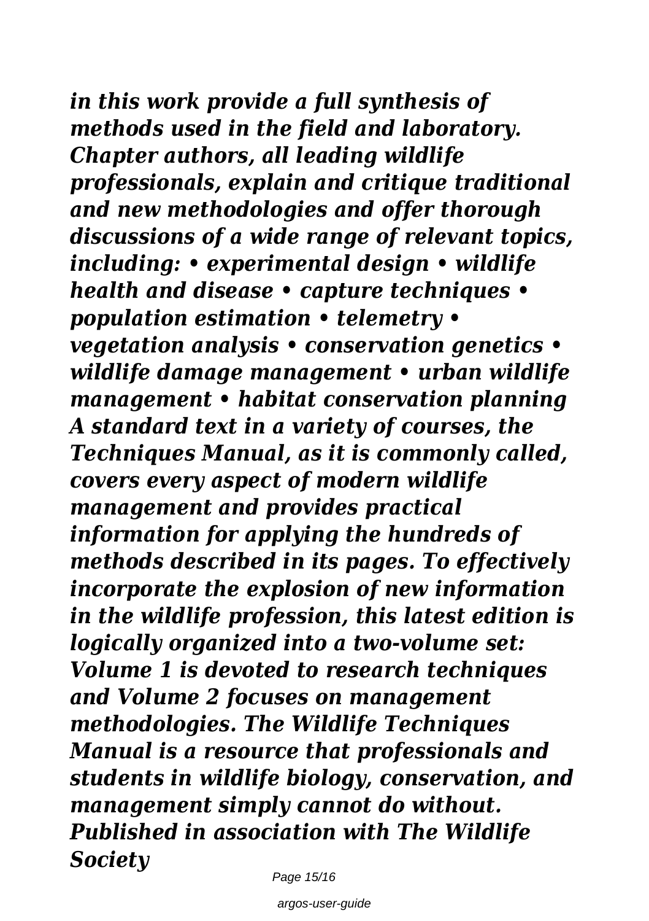*in this work provide a full synthesis of methods used in the field and laboratory. Chapter authors, all leading wildlife professionals, explain and critique traditional and new methodologies and offer thorough discussions of a wide range of relevant topics, including: • experimental design • wildlife health and disease • capture techniques • population estimation • telemetry • vegetation analysis • conservation genetics • wildlife damage management • urban wildlife management • habitat conservation planning A standard text in a variety of courses, the Techniques Manual, as it is commonly called, covers every aspect of modern wildlife management and provides practical information for applying the hundreds of methods described in its pages. To effectively incorporate the explosion of new information in the wildlife profession, this latest edition is logically organized into a two-volume set: Volume 1 is devoted to research techniques and Volume 2 focuses on management methodologies. The Wildlife Techniques Manual is a resource that professionals and students in wildlife biology, conservation, and management simply cannot do without. Published in association with The Wildlife Society*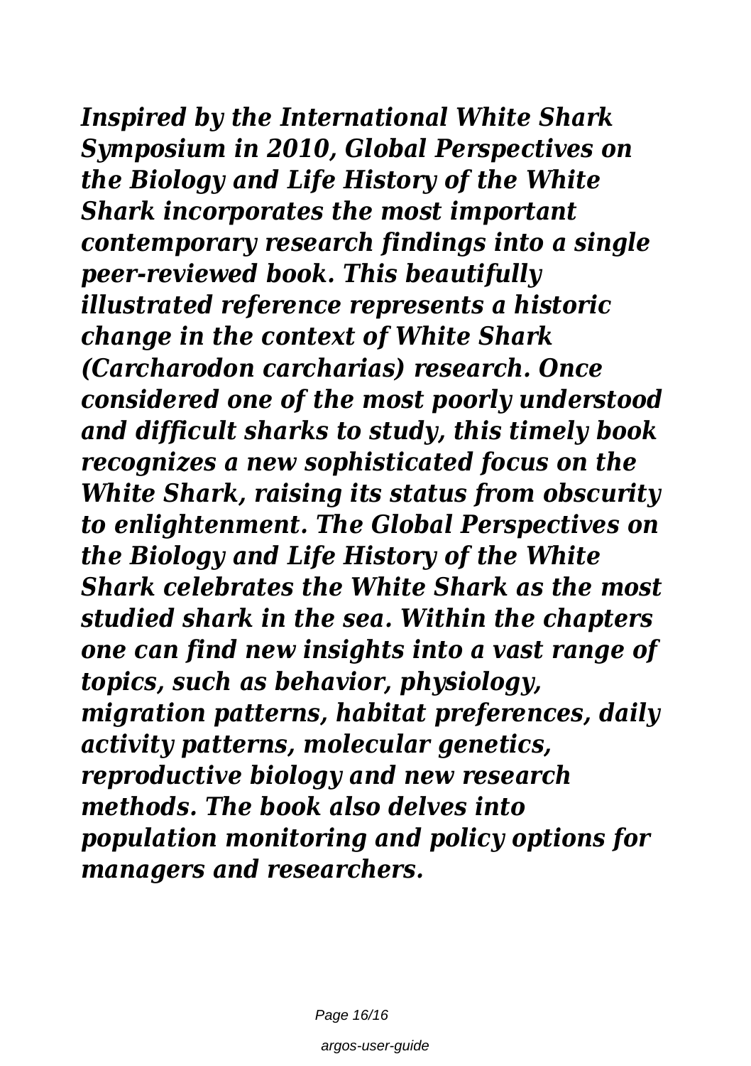***Inspired by the International White Shark Symposium in 2010, Global Perspectives on the Biology and Life History of the White Shark incorporates the most important contemporary research findings into a single peer-reviewed book. This beautifully illustrated reference represents a historic change in the context of White Shark (Carcharodon carcharias) research. Once considered one of the most poorly understood and difficult sharks to study, this timely book recognizes a new sophisticated focus on the White Shark, raising its status from obscurity to enlightenment. The Global Perspectives on the Biology and Life History of the White Shark celebrates the White Shark as the most studied shark in the sea. Within the chapters one can find new insights into a vast range of topics, such as behavior, physiology, migration patterns, habitat preferences, daily activity patterns, molecular genetics, reproductive biology and new research methods. The book also delves into population monitoring and policy options for managers and researchers.***